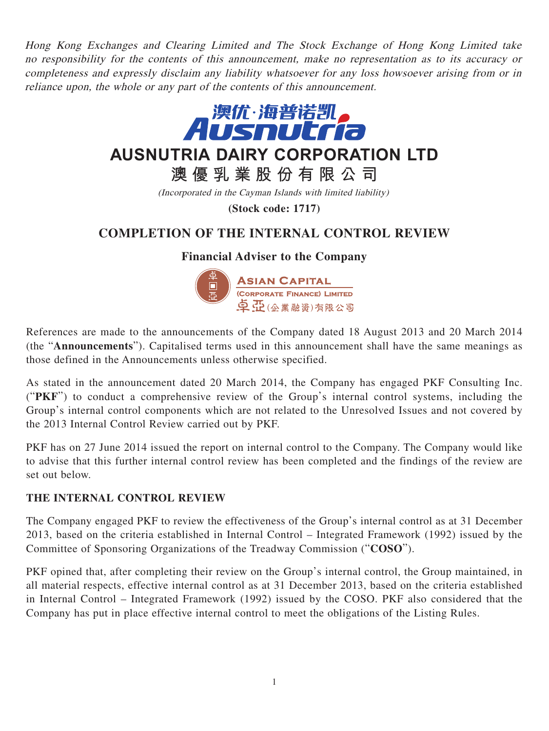*Hong Kong Exchanges and Clearing Limited and The Stock Exchange of Hong Kong Limited take no responsibility for the contents of this announcement, make no representation as to its accuracy or completeness and expressly disclaim any liability whatsoever for any loss howsoever arising from or in reliance upon, the whole or any part of the contents of this announcement.*

# AUSNUTRIA DAIRY CORPORATION LTD

# 澳優乳業股份有限公司

*(Incorporated in the Cayman Islands with limited liability)*

**(Stock code: 1717)**

## COMPLETION OF THE INTERNAL CONTROL REVIEW

**Financial Adviser to the Company**

ASIAN CAPITAL (CORPORATE FINANCE) LIMITED
卓亞(企業融資)有限公司

References are made to the announcements of the Company dated 18 August 2013 and 20 March 2014 (the "**Announcements**"). Capitalised terms used in this announcement shall have the same meanings as those defined in the Announcements unless otherwise specified.

As stated in the announcement dated 20 March 2014, the Company has engaged PKF Consulting Inc. ("**PKF**") to conduct a comprehensive review of the Group's internal control systems, including the Group's internal control components which are not related to the Unresolved Issues and not covered by the 2013 Internal Control Review carried out by PKF.

PKF has on 27 June 2014 issued the report on internal control to the Company. The Company would like to advise that this further internal control review has been completed and the findings of the review are set out below.

### THE INTERNAL CONTROL REVIEW

The Company engaged PKF to review the effectiveness of the Group's internal control as at 31 December 2013, based on the criteria established in Internal Control – Integrated Framework (1992) issued by the Committee of Sponsoring Organizations of the Treadway Commission ("**COSO**").

PKF opined that, after completing their review on the Group's internal control, the Group maintained, in all material respects, effective internal control as at 31 December 2013, based on the criteria established in Internal Control – Integrated Framework (1992) issued by the COSO. PKF also considered that the Company has put in place effective internal control to meet the obligations of the Listing Rules.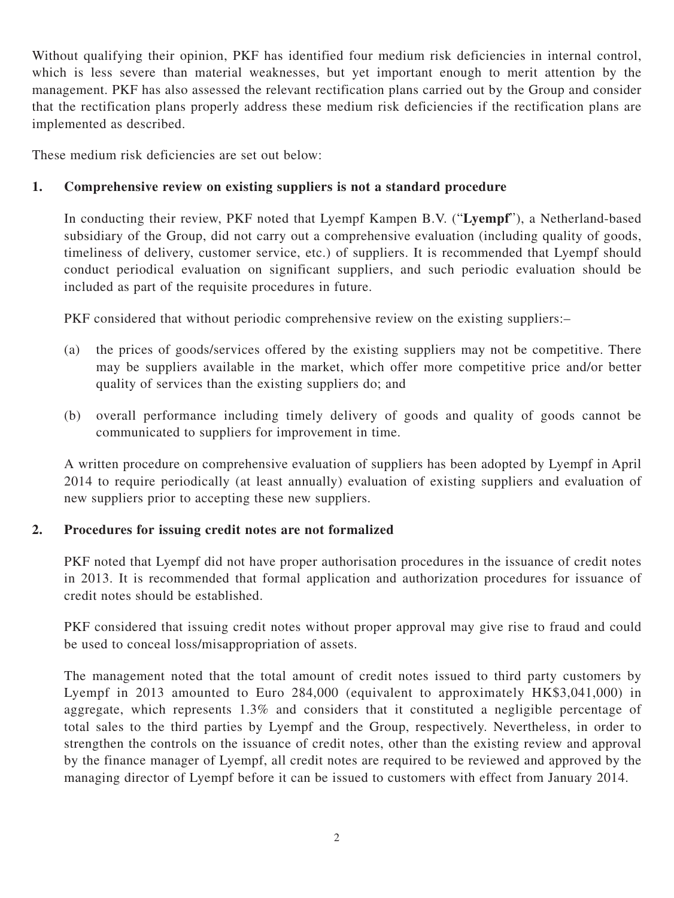Without qualifying their opinion, PKF has identified four medium risk deficiencies in internal control, which is less severe than material weaknesses, but yet important enough to merit attention by the management. PKF has also assessed the relevant rectification plans carried out by the Group and consider that the rectification plans properly address these medium risk deficiencies if the rectification plans are implemented as described.

These medium risk deficiencies are set out below:

**1. Comprehensive review on existing suppliers is not a standard procedure**

In conducting their review, PKF noted that Lyempf Kampen B.V. ("**Lyempf**"), a Netherland-based subsidiary of the Group, did not carry out a comprehensive evaluation (including quality of goods, timeliness of delivery, customer service, etc.) of suppliers. It is recommended that Lyempf should conduct periodical evaluation on significant suppliers, and such periodic evaluation should be included as part of the requisite procedures in future.

PKF considered that without periodic comprehensive review on the existing suppliers:–

(a) the prices of goods/services offered by the existing suppliers may not be competitive. There may be suppliers available in the market, which offer more competitive price and/or better quality of services than the existing suppliers do; and

(b) overall performance including timely delivery of goods and quality of goods cannot be communicated to suppliers for improvement in time.

A written procedure on comprehensive evaluation of suppliers has been adopted by Lyempf in April 2014 to require periodically (at least annually) evaluation of existing suppliers and evaluation of new suppliers prior to accepting these new suppliers.

**2. Procedures for issuing credit notes are not formalized**

PKF noted that Lyempf did not have proper authorisation procedures in the issuance of credit notes in 2013. It is recommended that formal application and authorization procedures for issuance of credit notes should be established.

PKF considered that issuing credit notes without proper approval may give rise to fraud and could be used to conceal loss/misappropriation of assets.

The management noted that the total amount of credit notes issued to third party customers by Lyempf in 2013 amounted to Euro 284,000 (equivalent to approximately HK$3,041,000) in aggregate, which represents 1.3% and considers that it constituted a negligible percentage of total sales to the third parties by Lyempf and the Group, respectively. Nevertheless, in order to strengthen the controls on the issuance of credit notes, other than the existing review and approval by the finance manager of Lyempf, all credit notes are required to be reviewed and approved by the managing director of Lyempf before it can be issued to customers with effect from January 2014.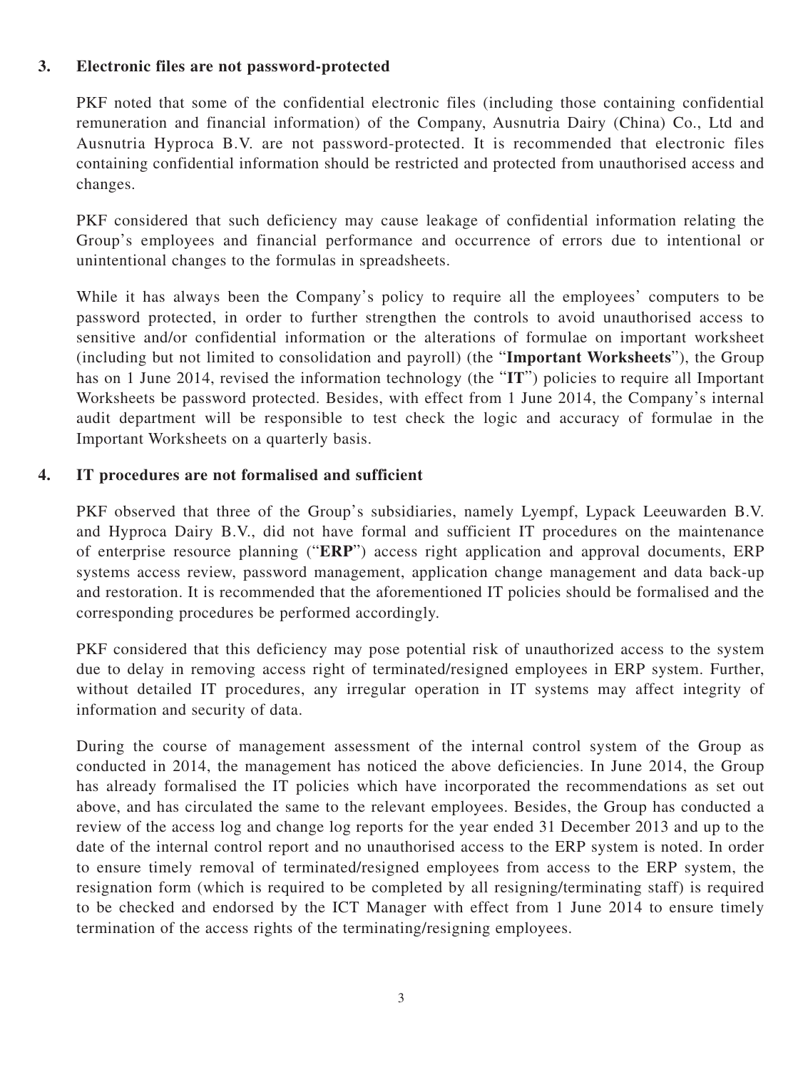### 3. Electronic files are not password-protected

PKF noted that some of the confidential electronic files (including those containing confidential remuneration and financial information) of the Company, Ausnutria Dairy (China) Co., Ltd and Ausnutria Hyproca B.V. are not password-protected. It is recommended that electronic files containing confidential information should be restricted and protected from unauthorised access and changes.

PKF considered that such deficiency may cause leakage of confidential information relating the Group's employees and financial performance and occurrence of errors due to intentional or unintentional changes to the formulas in spreadsheets.

While it has always been the Company's policy to require all the employees' computers to be password protected, in order to further strengthen the controls to avoid unauthorised access to sensitive and/or confidential information or the alterations of formulae on important worksheet (including but not limited to consolidation and payroll) (the "**Important Worksheets**"), the Group has on 1 June 2014, revised the information technology (the "**IT**") policies to require all Important Worksheets be password protected. Besides, with effect from 1 June 2014, the Company's internal audit department will be responsible to test check the logic and accuracy of formulae in the Important Worksheets on a quarterly basis.

### 4. IT procedures are not formalised and sufficient

PKF observed that three of the Group's subsidiaries, namely Lyempf, Lypack Leeuwarden B.V. and Hyproca Dairy B.V., did not have formal and sufficient IT procedures on the maintenance of enterprise resource planning ("**ERP**") access right application and approval documents, ERP systems access review, password management, application change management and data back-up and restoration. It is recommended that the aforementioned IT policies should be formalised and the corresponding procedures be performed accordingly.

PKF considered that this deficiency may pose potential risk of unauthorized access to the system due to delay in removing access right of terminated/resigned employees in ERP system. Further, without detailed IT procedures, any irregular operation in IT systems may affect integrity of information and security of data.

During the course of management assessment of the internal control system of the Group as conducted in 2014, the management has noticed the above deficiencies. In June 2014, the Group has already formalised the IT policies which have incorporated the recommendations as set out above, and has circulated the same to the relevant employees. Besides, the Group has conducted a review of the access log and change log reports for the year ended 31 December 2013 and up to the date of the internal control report and no unauthorised access to the ERP system is noted. In order to ensure timely removal of terminated/resigned employees from access to the ERP system, the resignation form (which is required to be completed by all resigning/terminating staff) is required to be checked and endorsed by the ICT Manager with effect from 1 June 2014 to ensure timely termination of the access rights of the terminating/resigning employees.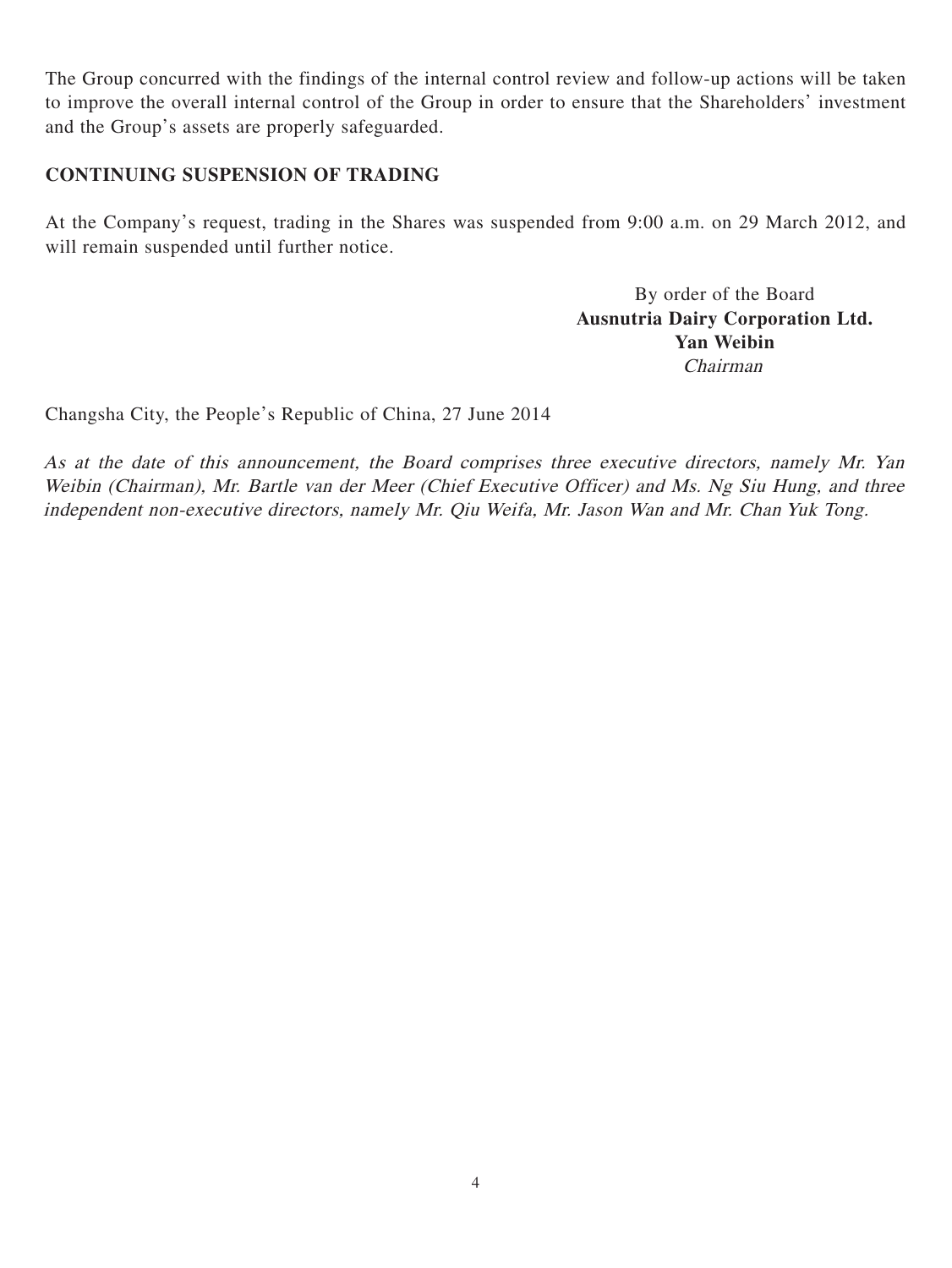The Group concurred with the findings of the internal control review and follow-up actions will be taken to improve the overall internal control of the Group in order to ensure that the Shareholders' investment and the Group's assets are properly safeguarded.

## CONTINUING SUSPENSION OF TRADING

At the Company's request, trading in the Shares was suspended from 9:00 a.m. on 29 March 2012, and will remain suspended until further notice.

By order of the Board
**Ausnutria Dairy Corporation Ltd.**
**Yan Weibin**
*Chairman*

Changsha City, the People's Republic of China, 27 June 2014

*As at the date of this announcement, the Board comprises three executive directors, namely Mr. Yan Weibin (Chairman), Mr. Bartle van der Meer (Chief Executive Officer) and Ms. Ng Siu Hung, and three independent non-executive directors, namely Mr. Qiu Weifa, Mr. Jason Wan and Mr. Chan Yuk Tong.*